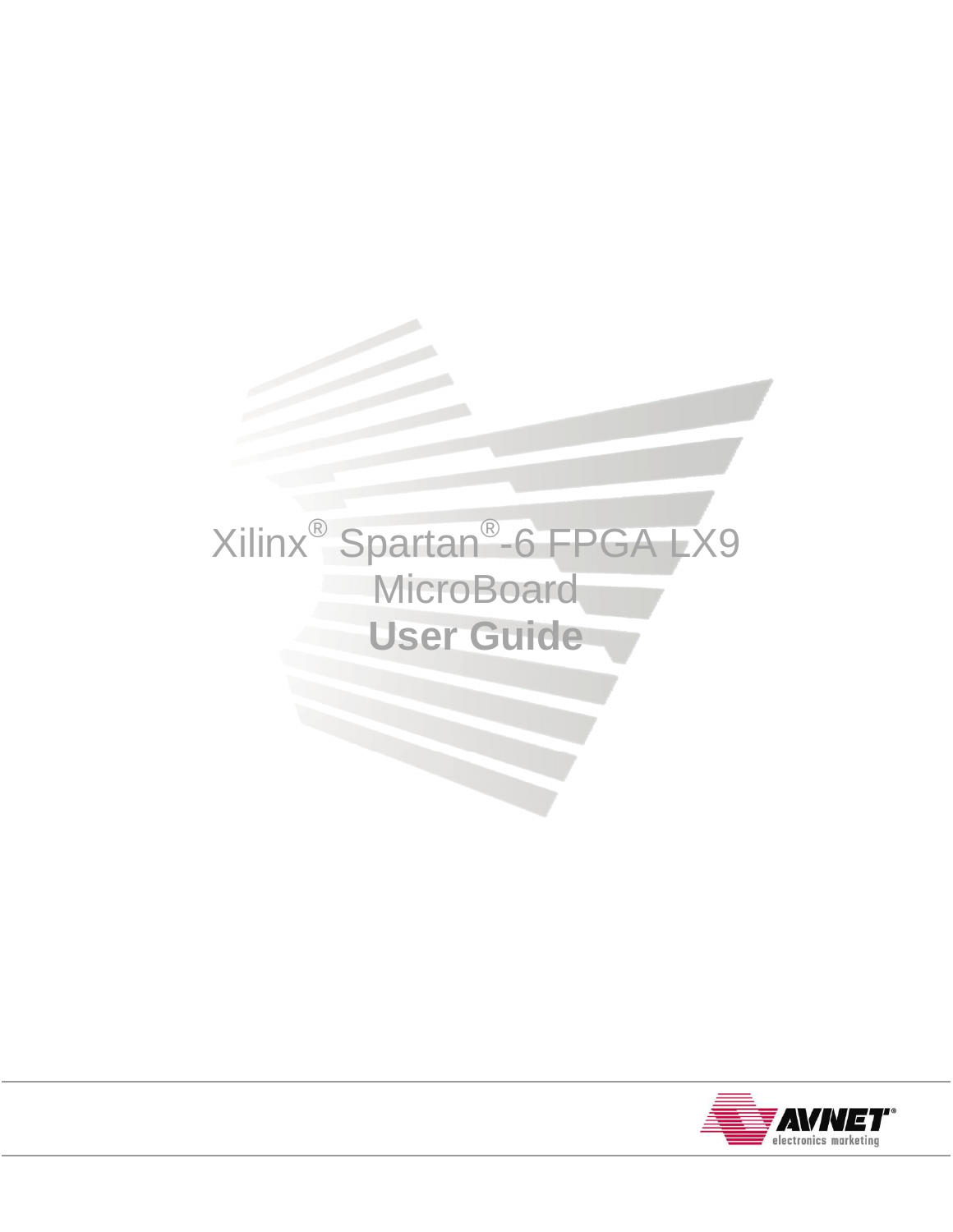# Xilinx® Spartan®-6 FPGA LX9 MicroBoard

# **User Guide**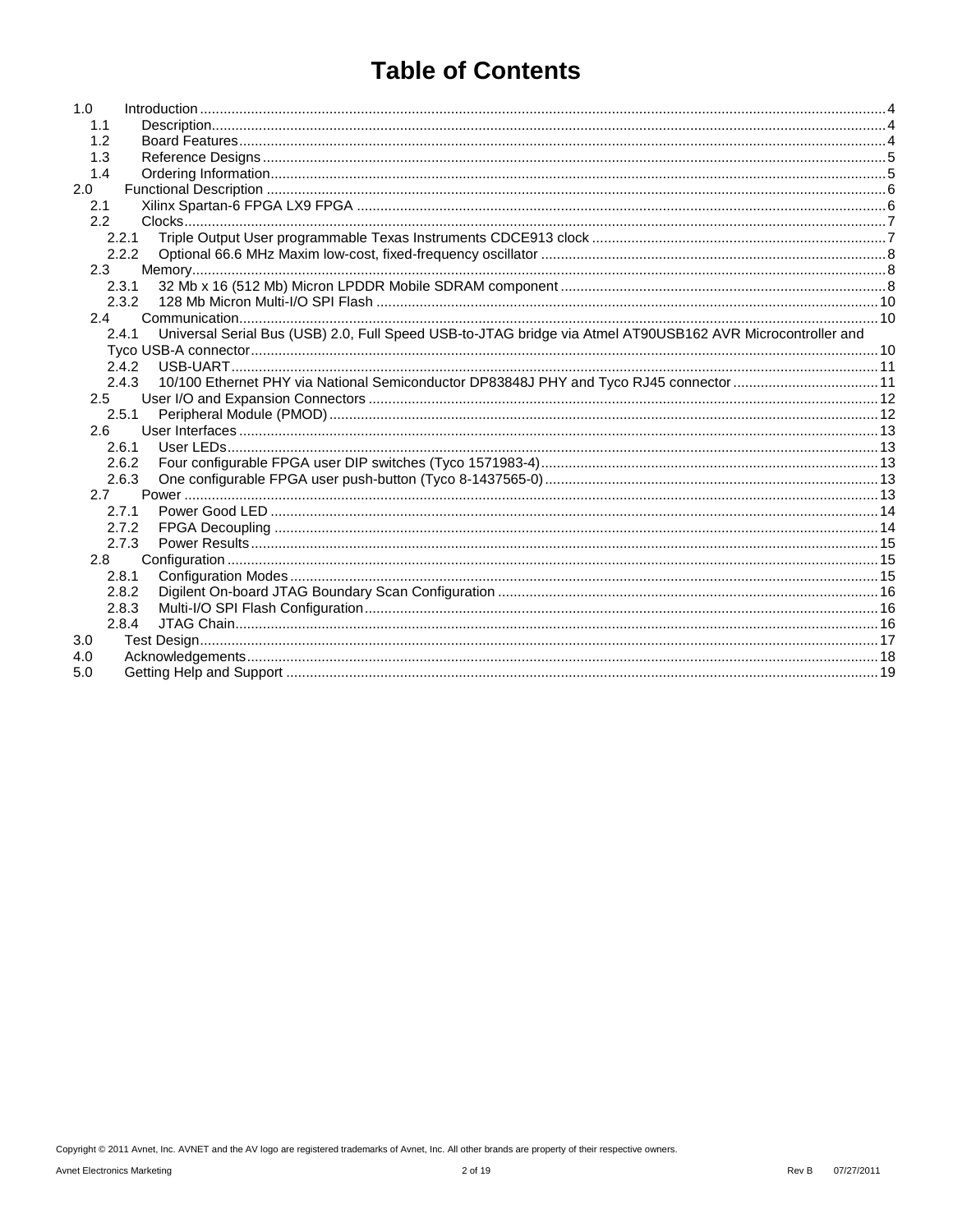# Table of Contents

- 1.0 Introduction ..... 4
  - 1.1 Description ..... 4
  - 1.2 Board Features ..... 4
  - 1.3 Reference Designs ..... 5
  - 1.4 Ordering Information ..... 5
- 2.0 Functional Description ..... 6
  - 2.1 Xilinx Spartan-6 FPGA LX9 FPGA ..... 6
  - 2.2 Clocks ..... 7
    - 2.2.1 Triple Output User programmable Texas Instruments CDCE913 clock ..... 7
    - 2.2.2 Optional 66.6 MHz Maxim low-cost, fixed-frequency oscillator ..... 8
  - 2.3 Memory ..... 8
    - 2.3.1 32 Mb x 16 (512 Mb) Micron LPDDR Mobile SDRAM component ..... 8
    - 2.3.2 128 Mb Micron Multi-I/O SPI Flash ..... 10
  - 2.4 Communication ..... 10
    - 2.4.1 Universal Serial Bus (USB) 2.0, Full Speed USB-to-JTAG bridge via Atmel AT90USB162 AVR Microcontroller and Tyco USB-A connector ..... 10
    - 2.4.2 USB-UART ..... 11
    - 2.4.3 10/100 Ethernet PHY via National Semiconductor DP83848J PHY and Tyco RJ45 connector ..... 11
  - 2.5 User I/O and Expansion Connectors ..... 12
    - 2.5.1 Peripheral Module (PMOD) ..... 12
  - 2.6 User Interfaces ..... 13
    - 2.6.1 User LEDs ..... 13
    - 2.6.2 Four configurable FPGA user DIP switches (Tyco 1571983-4) ..... 13
    - 2.6.3 One configurable FPGA user push-button (Tyco 8-1437565-0) ..... 13
  - 2.7 Power ..... 13
    - 2.7.1 Power Good LED ..... 14
    - 2.7.2 FPGA Decoupling ..... 14
    - 2.7.3 Power Results ..... 15
  - 2.8 Configuration ..... 15
    - 2.8.1 Configuration Modes ..... 15
    - 2.8.2 Digilent On-board JTAG Boundary Scan Configuration ..... 16
    - 2.8.3 Multi-I/O SPI Flash Configuration ..... 16
    - 2.8.4 JTAG Chain ..... 16
- 3.0 Test Design ..... 17
- 4.0 Acknowledgements ..... 18
- 5.0 Getting Help and Support ..... 19

Copyright © 2011 Avnet, Inc. AVNET and the AV logo are registered trademarks of Avnet, Inc. All other brands are property of their respective owners.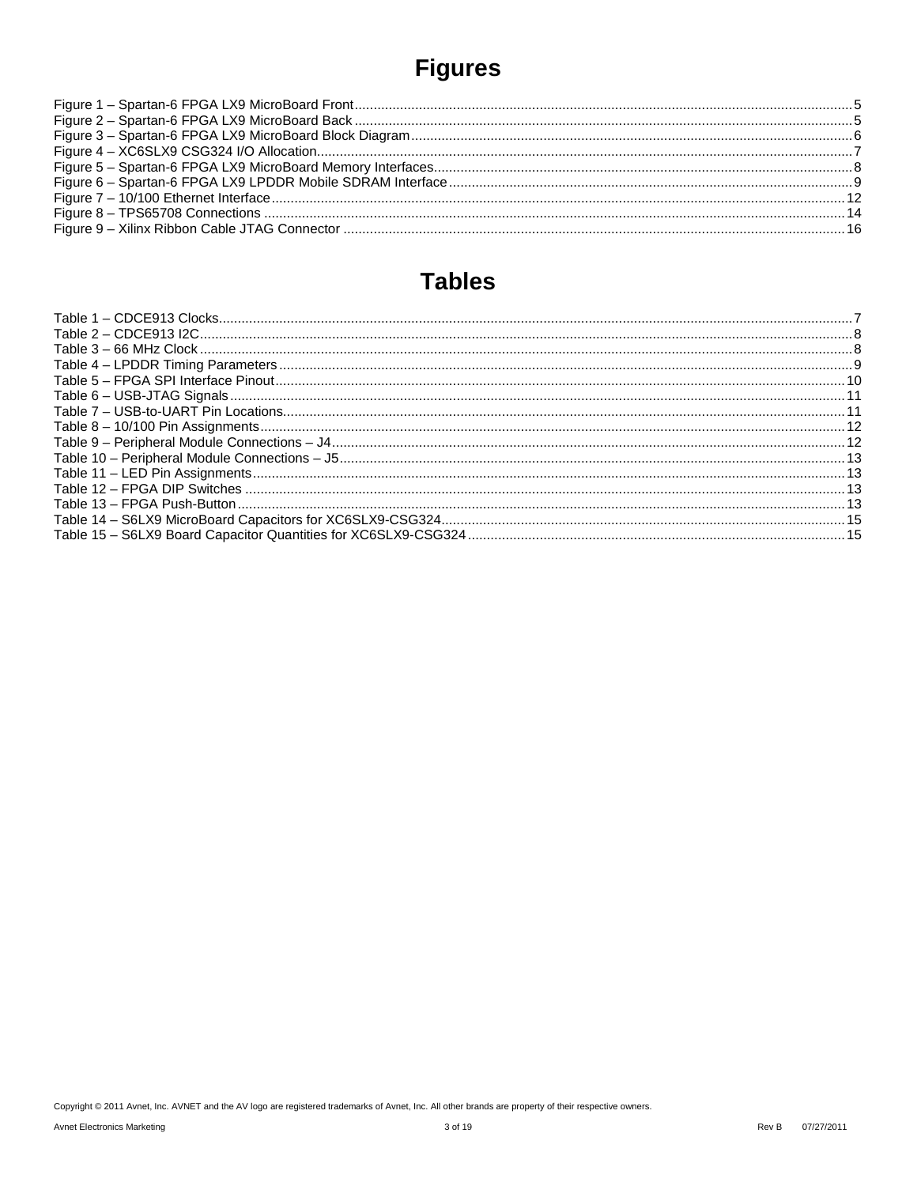# Figures

Figure 1 – Spartan-6 FPGA LX9 MicroBoard Front ........................................................................................................5
Figure 2 – Spartan-6 FPGA LX9 MicroBoard Back ........................................................................................................5
Figure 3 – Spartan-6 FPGA LX9 MicroBoard Block Diagram ..........................................................................................6
Figure 4 – XC6SLX9 CSG324 I/O Allocation ..................................................................................................................7
Figure 5 – Spartan-6 FPGA LX9 MicroBoard Memory Interfaces ....................................................................................8
Figure 6 – Spartan-6 FPGA LX9 LPDDR Mobile SDRAM Interface ................................................................................9
Figure 7 – 10/100 Ethernet Interface ............................................................................................................................12
Figure 8 – TPS65708 Connections ...............................................................................................................................14
Figure 9 – Xilinx Ribbon Cable JTAG Connector ..........................................................................................................16

# Tables

Table 1 – CDCE913 Clocks ............................................................................................................................................7
Table 2 – CDCE913 I2C .................................................................................................................................................8
Table 3 – 66 MHz Clock .................................................................................................................................................8
Table 4 – LPDDR Timing Parameters ............................................................................................................................9
Table 5 – FPGA SPI Interface Pinout ...........................................................................................................................10
Table 6 – USB-JTAG Signals ........................................................................................................................................11
Table 7 – USB-to-UART Pin Locations .........................................................................................................................11
Table 8 – 10/100 Pin Assignments ...............................................................................................................................12
Table 9 – Peripheral Module Connections – J4 ............................................................................................................12
Table 10 – Peripheral Module Connections – J5 ..........................................................................................................13
Table 11 – LED Pin Assignments .................................................................................................................................13
Table 12 – FPGA DIP Switches ...................................................................................................................................13
Table 13 – FPGA Push-Button .....................................................................................................................................13
Table 14 – S6LX9 MicroBoard Capacitors for XC6SLX9-CSG324 ...............................................................................15
Table 15 – S6LX9 Board Capacitor Quantities for XC6SLX9-CSG324 .........................................................................15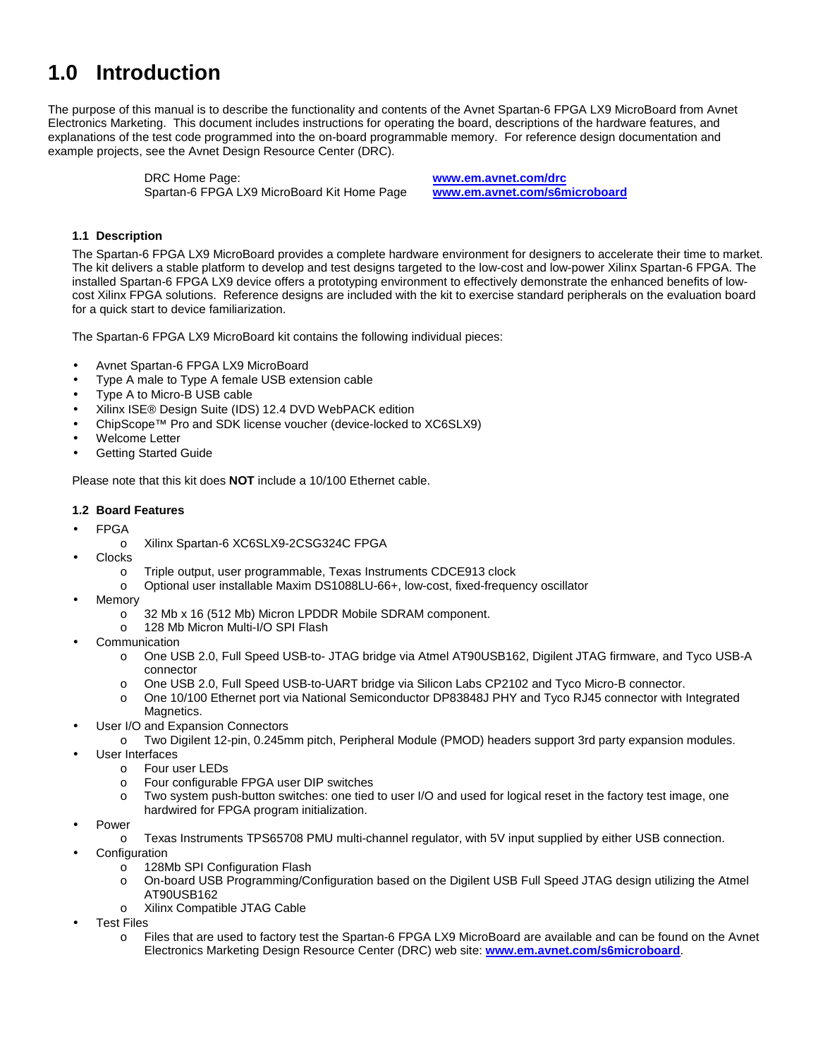# 1.0 Introduction

The purpose of this manual is to describe the functionality and contents of the Avnet Spartan-6 FPGA LX9 MicroBoard from Avnet Electronics Marketing. This document includes instructions for operating the board, descriptions of the hardware features, and explanations of the test code programmed into the on-board programmable memory. For reference design documentation and example projects, see the Avnet Design Resource Center (DRC).

| | |
|---|---|
| DRC Home Page: | **www.em.avnet.com/drc** |
| Spartan-6 FPGA LX9 MicroBoard Kit Home Page | **www.em.avnet.com/s6microboard** |

### 1.1 Description

The Spartan-6 FPGA LX9 MicroBoard provides a complete hardware environment for designers to accelerate their time to market. The kit delivers a stable platform to develop and test designs targeted to the low-cost and low-power Xilinx Spartan-6 FPGA. The installed Spartan-6 FPGA LX9 device offers a prototyping environment to effectively demonstrate the enhanced benefits of low-cost Xilinx FPGA solutions. Reference designs are included with the kit to exercise standard peripherals on the evaluation board for a quick start to device familiarization.

The Spartan-6 FPGA LX9 MicroBoard kit contains the following individual pieces:

- Avnet Spartan-6 FPGA LX9 MicroBoard
- Type A male to Type A female USB extension cable
- Type A to Micro-B USB cable
- Xilinx ISE® Design Suite (IDS) 12.4 DVD WebPACK edition
- ChipScope™ Pro and SDK license voucher (device-locked to XC6SLX9)
- Welcome Letter
- Getting Started Guide

Please note that this kit does **NOT** include a 10/100 Ethernet cable.

### 1.2 Board Features

- FPGA
  - Xilinx Spartan-6 XC6SLX9-2CSG324C FPGA
- Clocks
  - Triple output, user programmable, Texas Instruments CDCE913 clock
  - Optional user installable Maxim DS1088LU-66+, low-cost, fixed-frequency oscillator
- Memory
  - 32 Mb x 16 (512 Mb) Micron LPDDR Mobile SDRAM component.
  - 128 Mb Micron Multi-I/O SPI Flash
- Communication
  - One USB 2.0, Full Speed USB-to- JTAG bridge via Atmel AT90USB162, Digilent JTAG firmware, and Tyco USB-A connector
  - One USB 2.0, Full Speed USB-to-UART bridge via Silicon Labs CP2102 and Tyco Micro-B connector.
  - One 10/100 Ethernet port via National Semiconductor DP83848J PHY and Tyco RJ45 connector with Integrated Magnetics.
- User I/O and Expansion Connectors
  - Two Digilent 12-pin, 0.245mm pitch, Peripheral Module (PMOD) headers support 3rd party expansion modules.
- User Interfaces
  - Four user LEDs
  - Four configurable FPGA user DIP switches
  - Two system push-button switches: one tied to user I/O and used for logical reset in the factory test image, one hardwired for FPGA program initialization.
- Power
  - Texas Instruments TPS65708 PMU multi-channel regulator, with 5V input supplied by either USB connection.
- Configuration
  - 128Mb SPI Configuration Flash
  - On-board USB Programming/Configuration based on the Digilent USB Full Speed JTAG design utilizing the Atmel AT90USB162
  - Xilinx Compatible JTAG Cable
- Test Files
  - Files that are used to factory test the Spartan-6 FPGA LX9 MicroBoard are available and can be found on the Avnet Electronics Marketing Design Resource Center (DRC) web site: **www.em.avnet.com/s6microboard**.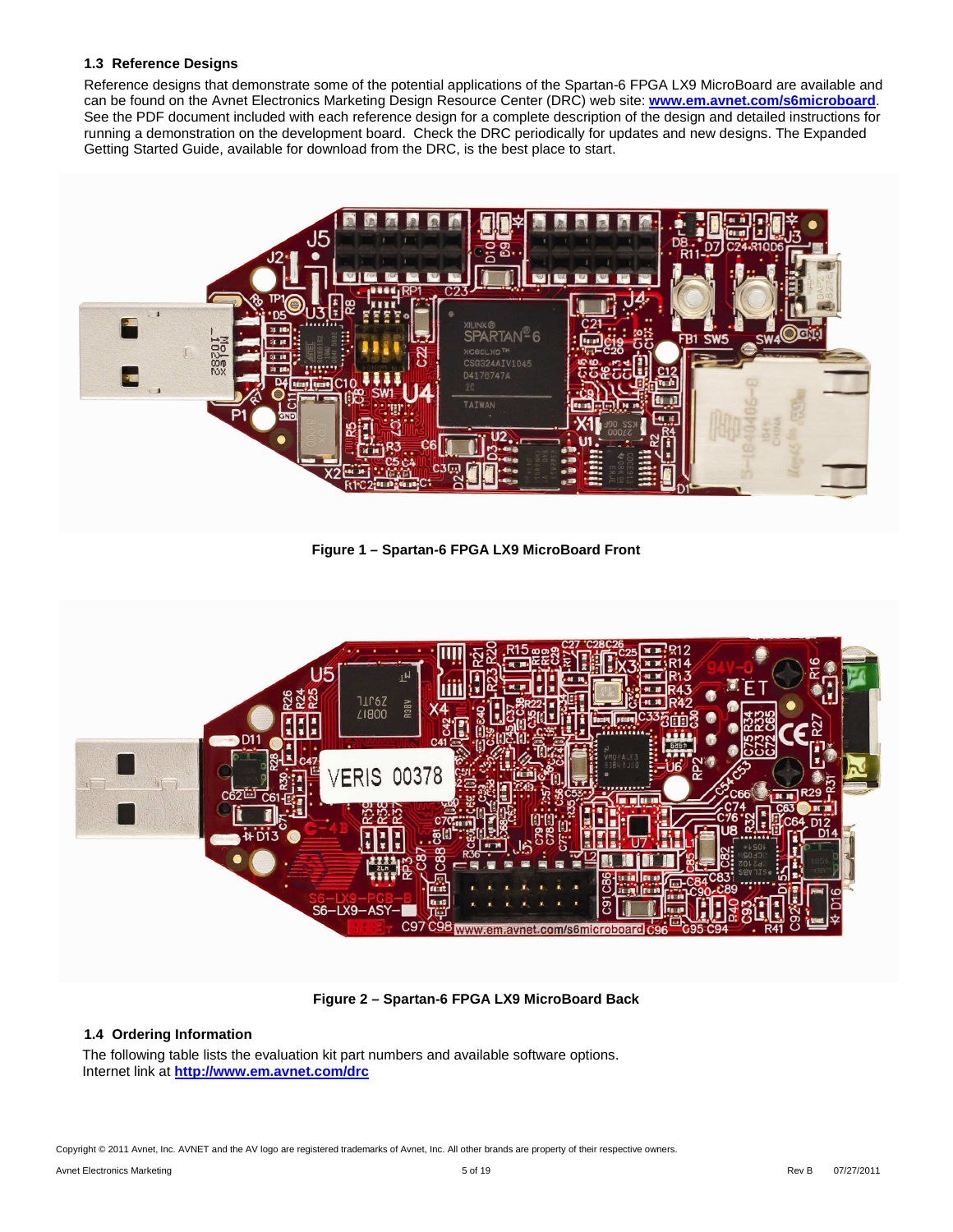### 1.3 Reference Designs

Reference designs that demonstrate some of the potential applications of the Spartan-6 FPGA LX9 MicroBoard are available and can be found on the Avnet Electronics Marketing Design Resource Center (DRC) web site: **www.em.avnet.com/s6microboard**. See the PDF document included with each reference design for a complete description of the design and detailed instructions for running a demonstration on the development board. Check the DRC periodically for updates and new designs. The Expanded Getting Started Guide, available for download from the DRC, is the best place to start.

**Figure 1 – Spartan-6 FPGA LX9 MicroBoard Front**

**Figure 2 – Spartan-6 FPGA LX9 MicroBoard Back**

### 1.4 Ordering Information

The following table lists the evaluation kit part numbers and available software options.
Internet link at **http://www.em.avnet.com/drc**

Copyright © 2011 Avnet, Inc. AVNET and the AV logo are registered trademarks of Avnet, Inc. All other brands are property of their respective owners.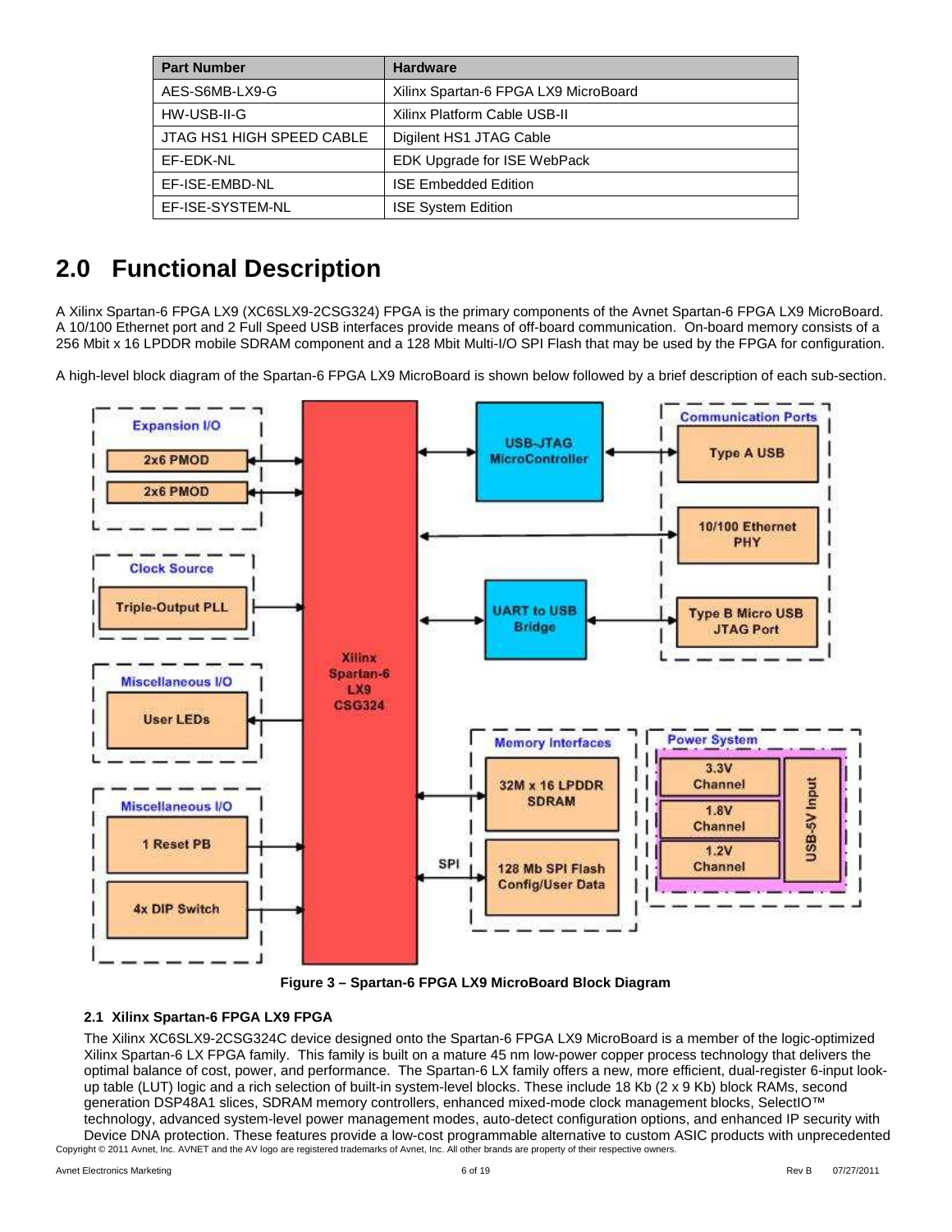| Part Number | Hardware |
| --- | --- |
| AES-S6MB-LX9-G | Xilinx Spartan-6 FPGA LX9 MicroBoard |
| HW-USB-II-G | Xilinx Platform Cable USB-II |
| JTAG HS1 HIGH SPEED CABLE | Digilent HS1 JTAG Cable |
| EF-EDK-NL | EDK Upgrade for ISE WebPack |
| EF-ISE-EMBD-NL | ISE Embedded Edition |
| EF-ISE-SYSTEM-NL | ISE System Edition |

# 2.0 Functional Description

A Xilinx Spartan-6 FPGA LX9 (XC6SLX9-2CSG324) FPGA is the primary components of the Avnet Spartan-6 FPGA LX9 MicroBoard. A 10/100 Ethernet port and 2 Full Speed USB interfaces provide means of off-board communication. On-board memory consists of a 256 Mbit x 16 LPDDR mobile SDRAM component and a 128 Mbit Multi-I/O SPI Flash that may be used by the FPGA for configuration.

A high-level block diagram of the Spartan-6 FPGA LX9 MicroBoard is shown below followed by a brief description of each sub-section.

**Figure 3 – Spartan-6 FPGA LX9 MicroBoard Block Diagram**

## 2.1 Xilinx Spartan-6 FPGA LX9 FPGA

The Xilinx XC6SLX9-2CSG324C device designed onto the Spartan-6 FPGA LX9 MicroBoard is a member of the logic-optimized Xilinx Spartan-6 LX FPGA family. This family is built on a mature 45 nm low-power copper process technology that delivers the optimal balance of cost, power, and performance. The Spartan-6 LX family offers a new, more efficient, dual-register 6-input look-up table (LUT) logic and a rich selection of built-in system-level blocks. These include 18 Kb (2 x 9 Kb) block RAMs, second generation DSP48A1 slices, SDRAM memory controllers, enhanced mixed-mode clock management blocks, SelectIO™ technology, advanced system-level power management modes, auto-detect configuration options, and enhanced IP security with Device DNA protection. These features provide a low-cost programmable alternative to custom ASIC products with unprecedented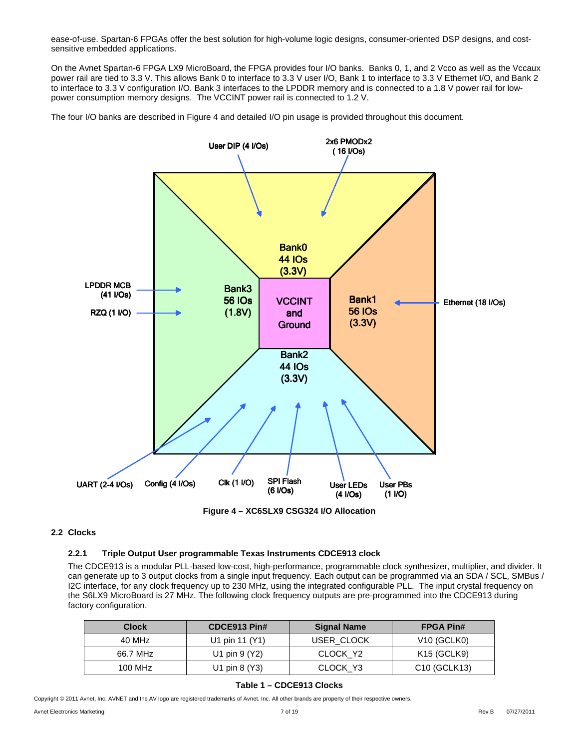ease-of-use. Spartan-6 FPGAs offer the best solution for high-volume logic designs, consumer-oriented DSP designs, and cost-sensitive embedded applications.

On the Avnet Spartan-6 FPGA LX9 MicroBoard, the FPGA provides four I/O banks. Banks 0, 1, and 2 Vcco as well as the Vccaux power rail are tied to 3.3 V. This allows Bank 0 to interface to 3.3 V user I/O, Bank 1 to interface to 3.3 V Ethernet I/O, and Bank 2 to interface to 3.3 V configuration I/O. Bank 3 interfaces to the LPDDR memory and is connected to a 1.8 V power rail for low-power consumption memory designs. The VCCINT power rail is connected to 1.2 V.

The four I/O banks are described in Figure 4 and detailed I/O pin usage is provided throughout this document.

User DIP (4 I/Os)

2x6 PMODx2 ( 16 I/Os)

Bank0 44 IOs (3.3V)

LPDDR MCB (41 I/Os)

RZQ (1 I/O)

Bank3 56 IOs (1.8V)

VCCINT and Ground

Bank1 56 IOs (3.3V)

Ethernet (18 I/Os)

Bank2 44 IOs (3.3V)

UART (2-4 I/Os)

Config (4 I/Os)

Clk (1 I/O)

SPI Flash (6 I/Os)

User LEDs (4 I/Os)

User PBs (1 I/O)

**Figure 4 – XC6SLX9 CSG324 I/O Allocation**

## 2.2 Clocks

### 2.2.1 Triple Output User programmable Texas Instruments CDCE913 clock

The CDCE913 is a modular PLL-based low-cost, high-performance, programmable clock synthesizer, multiplier, and divider. It can generate up to 3 output clocks from a single input frequency. Each output can be programmed via an SDA / SCL, SMBus / I2C interface, for any clock frequency up to 230 MHz, using the integrated configurable PLL. The input crystal frequency on the S6LX9 MicroBoard is 27 MHz. The following clock frequency outputs are pre-programmed into the CDCE913 during factory configuration.

| Clock | CDCE913 Pin# | Signal Name | FPGA Pin# |
|---|---|---|---|
| 40 MHz | U1 pin 11 (Y1) | USER_CLOCK | V10 (GCLK0) |
| 66.7 MHz | U1 pin 9 (Y2) | CLOCK_Y2 | K15 (GCLK9) |
| 100 MHz | U1 pin 8 (Y3) | CLOCK_Y3 | C10 (GCLK13) |

**Table 1 – CDCE913 Clocks**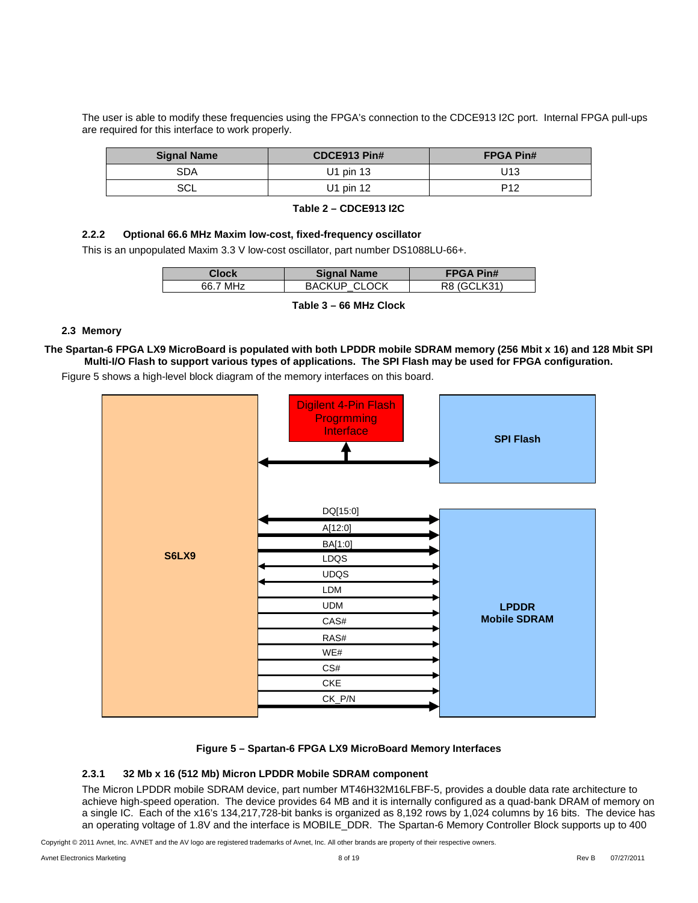The user is able to modify these frequencies using the FPGA's connection to the CDCE913 I2C port. Internal FPGA pull-ups are required for this interface to work properly.

| Signal Name | CDCE913 Pin# | FPGA Pin# |
|---|---|---|
| SDA | U1 pin 13 | U13 |
| SCL | U1 pin 12 | P12 |

**Table 2 – CDCE913 I2C**

### 2.2.2 Optional 66.6 MHz Maxim low-cost, fixed-frequency oscillator

This is an unpopulated Maxim 3.3 V low-cost oscillator, part number DS1088LU-66+.

| Clock | Signal Name | FPGA Pin# |
|---|---|---|
| 66.7 MHz | BACKUP_CLOCK | R8 (GCLK31) |

**Table 3 – 66 MHz Clock**

## 2.3 Memory

**The Spartan-6 FPGA LX9 MicroBoard is populated with both LPDDR mobile SDRAM memory (256 Mbit x 16) and 128 Mbit SPI Multi-I/O Flash to support various types of applications. The SPI Flash may be used for FPGA configuration.**

Figure 5 shows a high-level block diagram of the memory interfaces on this board.

S6LX9

Digilent 4-Pin Flash Progrmming Interface

SPI Flash

DQ[15:0]
A[12:0]
BA[1:0]
LDQS
UDQS
LDM
UDM
CAS#
RAS#
WE#
CS#
CKE
CK_P/N

LPDDR Mobile SDRAM

**Figure 5 – Spartan-6 FPGA LX9 MicroBoard Memory Interfaces**

### 2.3.1 32 Mb x 16 (512 Mb) Micron LPDDR Mobile SDRAM component

The Micron LPDDR mobile SDRAM device, part number MT46H32M16LFBF-5, provides a double data rate architecture to achieve high-speed operation. The device provides 64 MB and it is internally configured as a quad-bank DRAM of memory on a single IC. Each of the x16's 134,217,728-bit banks is organized as 8,192 rows by 1,024 columns by 16 bits. The device has an operating voltage of 1.8V and the interface is MOBILE_DDR. The Spartan-6 Memory Controller Block supports up to 400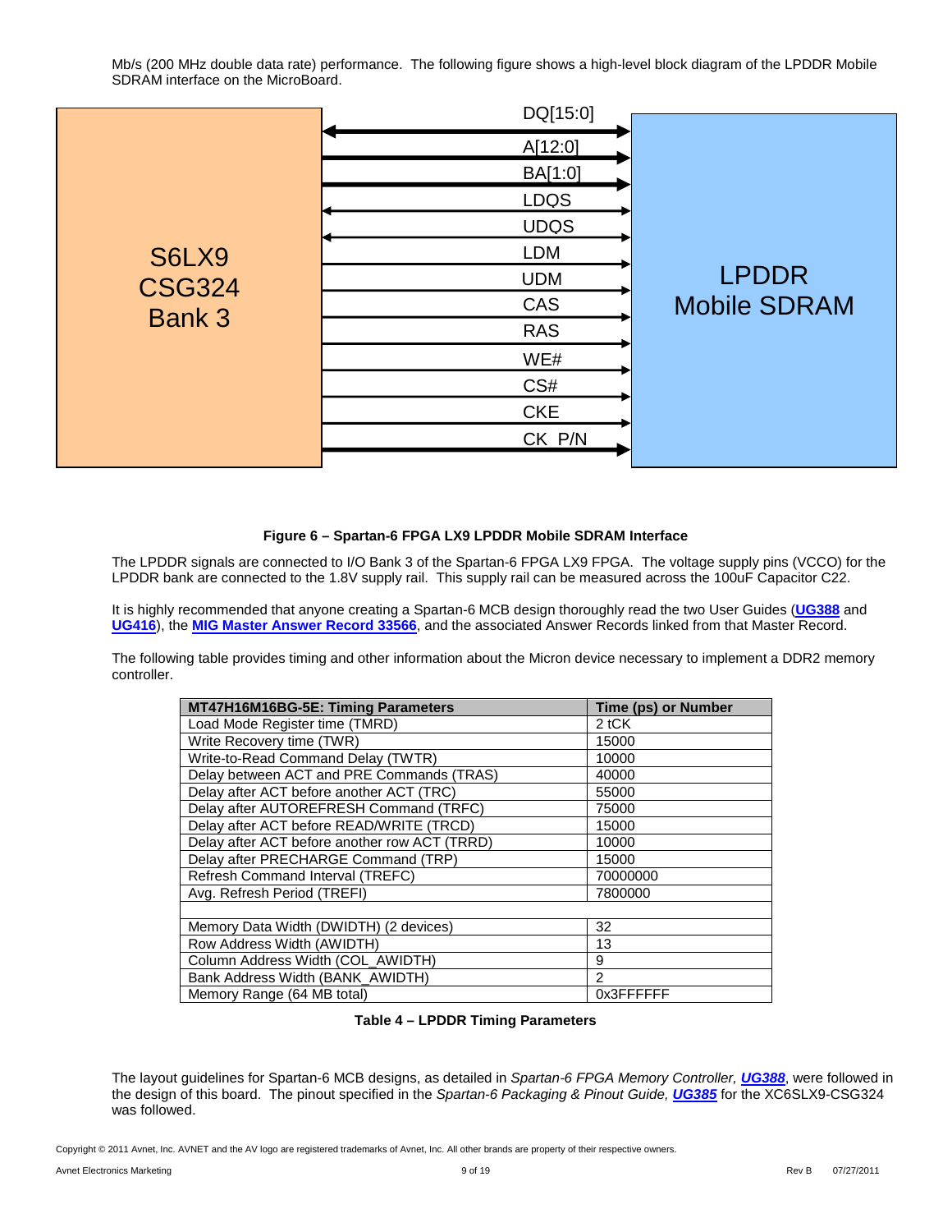Mb/s (200 MHz double data rate) performance. The following figure shows a high-level block diagram of the LPDDR Mobile SDRAM interface on the MicroBoard.

**Figure 6 – Spartan-6 FPGA LX9 LPDDR Mobile SDRAM Interface**

The LPDDR signals are connected to I/O Bank 3 of the Spartan-6 FPGA LX9 FPGA. The voltage supply pins (VCCO) for the LPDDR bank are connected to the 1.8V supply rail. This supply rail can be measured across the 100uF Capacitor C22.

It is highly recommended that anyone creating a Spartan-6 MCB design thoroughly read the two User Guides (**UG388** and **UG416**), the **MIG Master Answer Record 33566**, and the associated Answer Records linked from that Master Record.

The following table provides timing and other information about the Micron device necessary to implement a DDR2 memory controller.

| MT47H16M16BG-5E: Timing Parameters | Time (ps) or Number |
|---|---|
| Load Mode Register time (TMRD) | 2 tCK |
| Write Recovery time (TWR) | 15000 |
| Write-to-Read Command Delay (TWTR) | 10000 |
| Delay between ACT and PRE Commands (TRAS) | 40000 |
| Delay after ACT before another ACT (TRC) | 55000 |
| Delay after AUTOREFRESH Command (TRFC) | 75000 |
| Delay after ACT before READ/WRITE (TRCD) | 15000 |
| Delay after ACT before another row ACT (TRRD) | 10000 |
| Delay after PRECHARGE Command (TRP) | 15000 |
| Refresh Command Interval (TREFC) | 70000000 |
| Avg. Refresh Period (TREFI) | 7800000 |
| | |
| Memory Data Width (DWIDTH) (2 devices) | 32 |
| Row Address Width (AWIDTH) | 13 |
| Column Address Width (COL_AWIDTH) | 9 |
| Bank Address Width (BANK_AWIDTH) | 2 |
| Memory Range (64 MB total) | 0x3FFFFFF |

**Table 4 – LPDDR Timing Parameters**

The layout guidelines for Spartan-6 MCB designs, as detailed in *Spartan-6 FPGA Memory Controller,* ***UG388***, were followed in the design of this board. The pinout specified in the *Spartan-6 Packaging & Pinout Guide,* ***UG385*** for the XC6SLX9-CSG324 was followed.

Copyright © 2011 Avnet, Inc. AVNET and the AV logo are registered trademarks of Avnet, Inc. All other brands are property of their respective owners.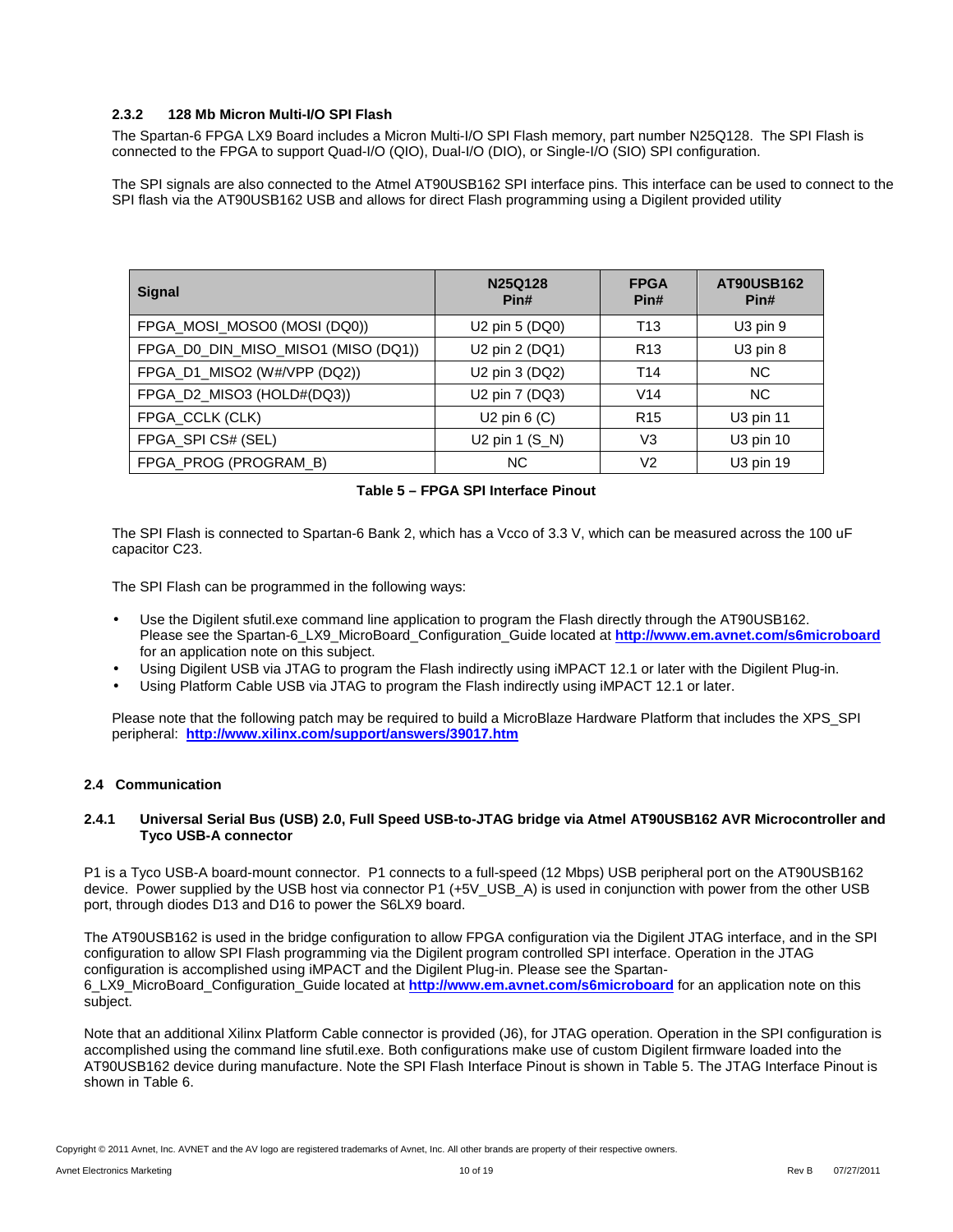### 2.3.2 128 Mb Micron Multi-I/O SPI Flash

The Spartan-6 FPGA LX9 Board includes a Micron Multi-I/O SPI Flash memory, part number N25Q128. The SPI Flash is connected to the FPGA to support Quad-I/O (QIO), Dual-I/O (DIO), or Single-I/O (SIO) SPI configuration.

The SPI signals are also connected to the Atmel AT90USB162 SPI interface pins. This interface can be used to connect to the SPI flash via the AT90USB162 USB and allows for direct Flash programming using a Digilent provided utility

| Signal | N25Q128 Pin# | FPGA Pin# | AT90USB162 Pin# |
|---|---|---|---|
| FPGA_MOSI_MOSO0 (MOSI (DQ0)) | U2 pin 5 (DQ0) | T13 | U3 pin 9 |
| FPGA_D0_DIN_MISO_MISO1 (MISO (DQ1)) | U2 pin 2 (DQ1) | R13 | U3 pin 8 |
| FPGA_D1_MISO2 (W#/VPP (DQ2)) | U2 pin 3 (DQ2) | T14 | NC |
| FPGA_D2_MISO3 (HOLD#(DQ3)) | U2 pin 7 (DQ3) | V14 | NC |
| FPGA_CCLK (CLK) | U2 pin 6 (C) | R15 | U3 pin 11 |
| FPGA_SPI CS# (SEL) | U2 pin 1 (S_N) | V3 | U3 pin 10 |
| FPGA_PROG (PROGRAM_B) | NC | V2 | U3 pin 19 |

**Table 5 – FPGA SPI Interface Pinout**

The SPI Flash is connected to Spartan-6 Bank 2, which has a Vcco of 3.3 V, which can be measured across the 100 uF capacitor C23.

The SPI Flash can be programmed in the following ways:

- Use the Digilent sfutil.exe command line application to program the Flash directly through the AT90USB162. Please see the Spartan-6_LX9_MicroBoard_Configuration_Guide located at **http://www.em.avnet.com/s6microboard** for an application note on this subject.
- Using Digilent USB via JTAG to program the Flash indirectly using iMPACT 12.1 or later with the Digilent Plug-in.
- Using Platform Cable USB via JTAG to program the Flash indirectly using iMPACT 12.1 or later.

Please note that the following patch may be required to build a MicroBlaze Hardware Platform that includes the XPS_SPI peripheral: **http://www.xilinx.com/support/answers/39017.htm**

## 2.4 Communication

### 2.4.1 Universal Serial Bus (USB) 2.0, Full Speed USB-to-JTAG bridge via Atmel AT90USB162 AVR Microcontroller and Tyco USB-A connector

P1 is a Tyco USB-A board-mount connector. P1 connects to a full-speed (12 Mbps) USB peripheral port on the AT90USB162 device. Power supplied by the USB host via connector P1 (+5V_USB_A) is used in conjunction with power from the other USB port, through diodes D13 and D16 to power the S6LX9 board.

The AT90USB162 is used in the bridge configuration to allow FPGA configuration via the Digilent JTAG interface, and in the SPI configuration to allow SPI Flash programming via the Digilent program controlled SPI interface. Operation in the JTAG configuration is accomplished using iMPACT and the Digilent Plug-in. Please see the Spartan-6_LX9_MicroBoard_Configuration_Guide located at **http://www.em.avnet.com/s6microboard** for an application note on this subject.

Note that an additional Xilinx Platform Cable connector is provided (J6), for JTAG operation. Operation in the SPI configuration is accomplished using the command line sfutil.exe. Both configurations make use of custom Digilent firmware loaded into the AT90USB162 device during manufacture. Note the SPI Flash Interface Pinout is shown in Table 5. The JTAG Interface Pinout is shown in Table 6.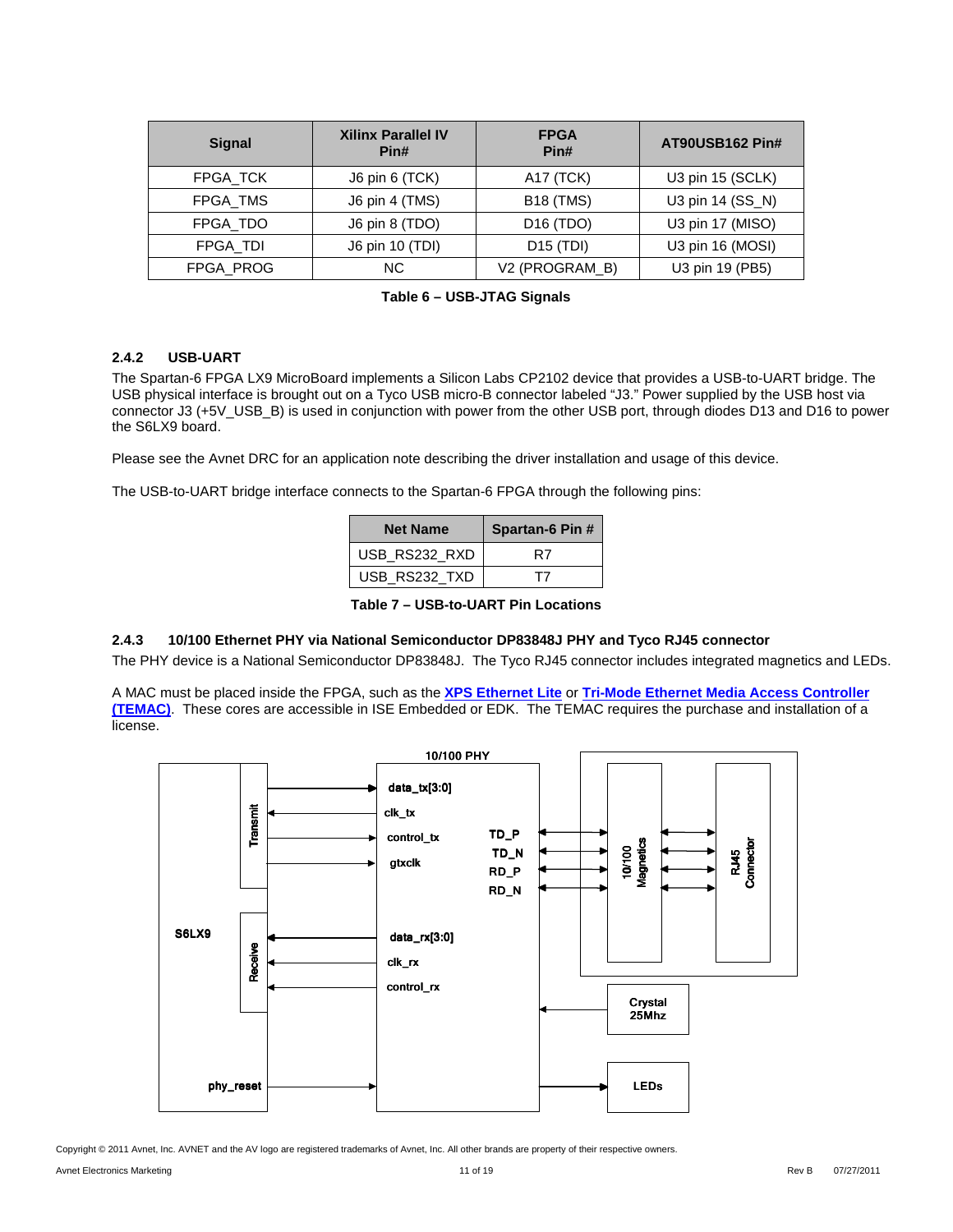| Signal | Xilinx Parallel IV Pin# | FPGA Pin# | AT90USB162 Pin# |
|---|---|---|---|
| FPGA_TCK | J6 pin 6 (TCK) | A17 (TCK) | U3 pin 15 (SCLK) |
| FPGA_TMS | J6 pin 4 (TMS) | B18 (TMS) | U3 pin 14 (SS_N) |
| FPGA_TDO | J6 pin 8 (TDO) | D16 (TDO) | U3 pin 17 (MISO) |
| FPGA_TDI | J6 pin 10 (TDI) | D15 (TDI) | U3 pin 16 (MOSI) |
| FPGA_PROG | NC | V2 (PROGRAM_B) | U3 pin 19 (PB5) |

**Table 6 – USB-JTAG Signals**

### 2.4.2 USB-UART

The Spartan-6 FPGA LX9 MicroBoard implements a Silicon Labs CP2102 device that provides a USB-to-UART bridge. The USB physical interface is brought out on a Tyco USB micro-B connector labeled "J3." Power supplied by the USB host via connector J3 (+5V_USB_B) is used in conjunction with power from the other USB port, through diodes D13 and D16 to power the S6LX9 board.

Please see the Avnet DRC for an application note describing the driver installation and usage of this device.

The USB-to-UART bridge interface connects to the Spartan-6 FPGA through the following pins:

| Net Name | Spartan-6 Pin # |
|---|---|
| USB_RS232_RXD | R7 |
| USB_RS232_TXD | T7 |

**Table 7 – USB-to-UART Pin Locations**

### 2.4.3 10/100 Ethernet PHY via National Semiconductor DP83848J PHY and Tyco RJ45 connector

The PHY device is a National Semiconductor DP83848J. The Tyco RJ45 connector includes integrated magnetics and LEDs.

A MAC must be placed inside the FPGA, such as the **XPS Ethernet Lite** or **Tri-Mode Ethernet Media Access Controller (TEMAC)**. These cores are accessible in ISE Embedded or EDK. The TEMAC requires the purchase and installation of a license.

10/100 PHY

S6LX9 | Transmit | Receive | phy_reset | data_tx[3:0] | clk_tx | control_tx | gtxclk | data_rx[3:0] | clk_rx | control_rx | TD_P | TD_N | RD_P | RD_N | 10/100 Magnetics | RJ45 Connector | Crystal 25Mhz | LEDs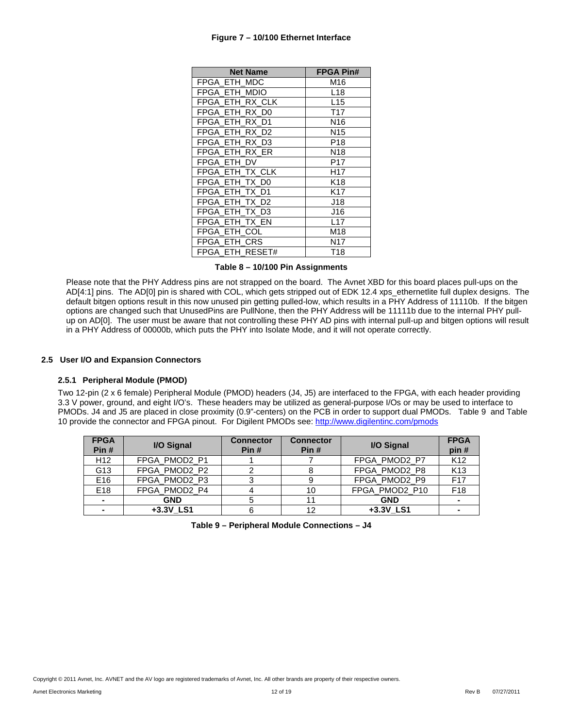**Figure 7 – 10/100 Ethernet Interface**

| Net Name | FPGA Pin# |
|---|---|
| FPGA_ETH_MDC | M16 |
| FPGA_ETH_MDIO | L18 |
| FPGA_ETH_RX_CLK | L15 |
| FPGA_ETH_RX_D0 | T17 |
| FPGA_ETH_RX_D1 | N16 |
| FPGA_ETH_RX_D2 | N15 |
| FPGA_ETH_RX_D3 | P18 |
| FPGA_ETH_RX_ER | N18 |
| FPGA_ETH_DV | P17 |
| FPGA_ETH_TX_CLK | H17 |
| FPGA_ETH_TX_D0 | K18 |
| FPGA_ETH_TX_D1 | K17 |
| FPGA_ETH_TX_D2 | J18 |
| FPGA_ETH_TX_D3 | J16 |
| FPGA_ETH_TX_EN | L17 |
| FPGA_ETH_COL | M18 |
| FPGA_ETH_CRS | N17 |
| FPGA_ETH_RESET# | T18 |

**Table 8 – 10/100 Pin Assignments**

Please note that the PHY Address pins are not strapped on the board. The Avnet XBD for this board places pull-ups on the AD[4:1] pins. The AD[0] pin is shared with COL, which gets stripped out of EDK 12.4 xps_ethernetlite full duplex designs. The default bitgen options result in this now unused pin getting pulled-low, which results in a PHY Address of 11110b. If the bitgen options are changed such that UnusedPins are PullNone, then the PHY Address will be 11111b due to the internal PHY pull-up on AD[0]. The user must be aware that not controlling these PHY AD pins with internal pull-up and bitgen options will result in a PHY Address of 00000b, which puts the PHY into Isolate Mode, and it will not operate correctly.

## 2.5 User I/O and Expansion Connectors

### 2.5.1 Peripheral Module (PMOD)

Two 12-pin (2 x 6 female) Peripheral Module (PMOD) headers (J4, J5) are interfaced to the FPGA, with each header providing 3.3 V power, ground, and eight I/O's. These headers may be utilized as general-purpose I/Os or may be used to interface to PMODs. J4 and J5 are placed in close proximity (0.9"-centers) on the PCB in order to support dual PMODs. Table 9 and Table 10 provide the connector and FPGA pinout. For Digilent PMODs see: http://www.digilentinc.com/pmods

| FPGA Pin # | I/O Signal | Connector Pin # | Connector Pin # | I/O Signal | FPGA pin # |
|---|---|---|---|---|---|
| H12 | FPGA_PMOD2_P1 | 1 | 7 | FPGA_PMOD2_P7 | K12 |
| G13 | FPGA_PMOD2_P2 | 2 | 8 | FPGA_PMOD2_P8 | K13 |
| E16 | FPGA_PMOD2_P3 | 3 | 9 | FPGA_PMOD2_P9 | F17 |
| E18 | FPGA_PMOD2_P4 | 4 | 10 | FPGA_PMOD2_P10 | F18 |
| - | **GND** | 5 | 11 | **GND** | - |
| - | **+3.3V_LS1** | 6 | 12 | **+3.3V_LS1** | - |

**Table 9 – Peripheral Module Connections – J4**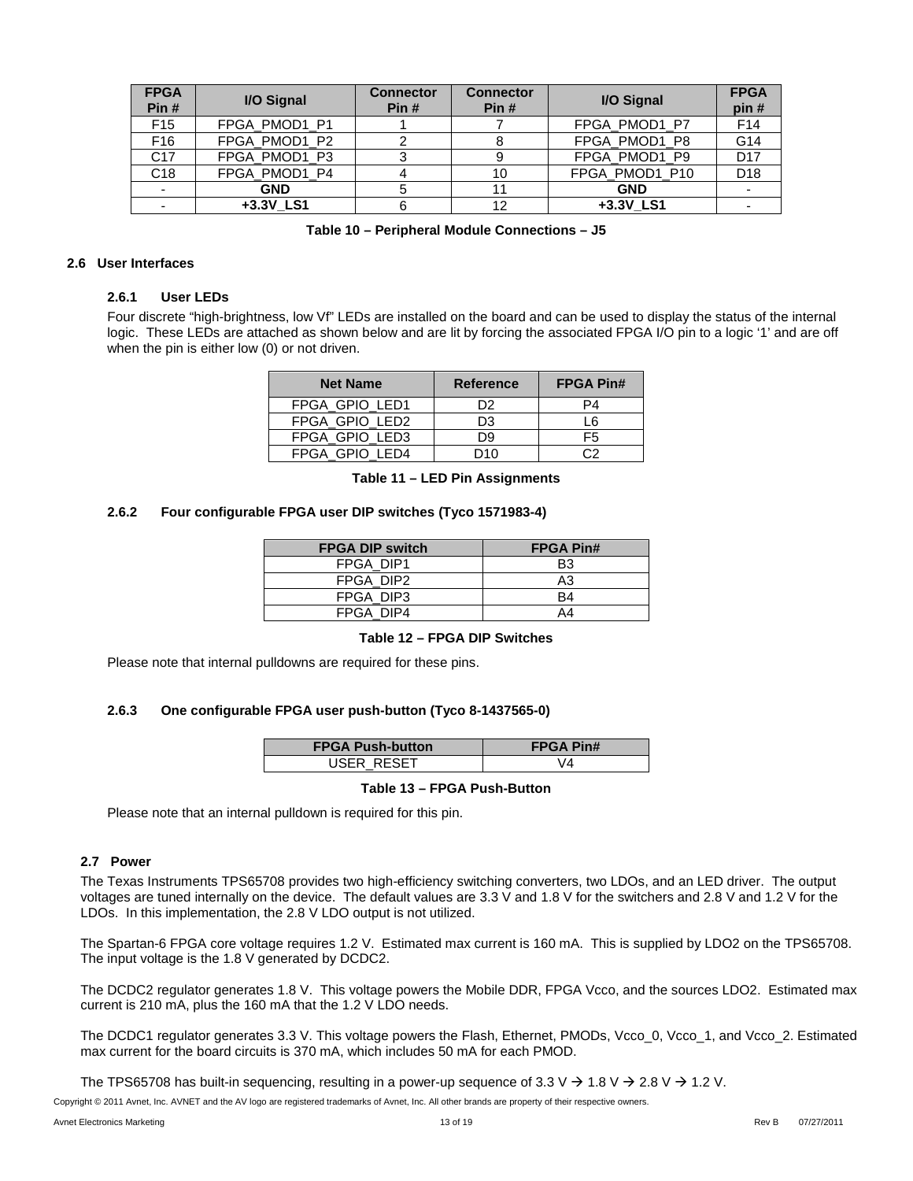| FPGA Pin # | I/O Signal | Connector Pin # | Connector Pin # | I/O Signal | FPGA pin # |
|---|---|---|---|---|---|
| F15 | FPGA_PMOD1_P1 | 1 | 7 | FPGA_PMOD1_P7 | F14 |
| F16 | FPGA_PMOD1_P2 | 2 | 8 | FPGA_PMOD1_P8 | G14 |
| C17 | FPGA_PMOD1_P3 | 3 | 9 | FPGA_PMOD1_P9 | D17 |
| C18 | FPGA_PMOD1_P4 | 4 | 10 | FPGA_PMOD1_P10 | D18 |
| - | **GND** | 5 | 11 | **GND** | - |
| - | **+3.3V_LS1** | 6 | 12 | **+3.3V_LS1** | - |

**Table 10 – Peripheral Module Connections – J5**

## 2.6 User Interfaces

### 2.6.1 User LEDs

Four discrete "high-brightness, low Vf" LEDs are installed on the board and can be used to display the status of the internal logic. These LEDs are attached as shown below and are lit by forcing the associated FPGA I/O pin to a logic '1' and are off when the pin is either low (0) or not driven.

| Net Name | Reference | FPGA Pin# |
|---|---|---|
| FPGA_GPIO_LED1 | D2 | P4 |
| FPGA_GPIO_LED2 | D3 | L6 |
| FPGA_GPIO_LED3 | D9 | F5 |
| FPGA_GPIO_LED4 | D10 | C2 |

**Table 11 – LED Pin Assignments**

### 2.6.2 Four configurable FPGA user DIP switches (Tyco 1571983-4)

| FPGA DIP switch | FPGA Pin# |
|---|---|
| FPGA_DIP1 | B3 |
| FPGA_DIP2 | A3 |
| FPGA_DIP3 | B4 |
| FPGA_DIP4 | A4 |

**Table 12 – FPGA DIP Switches**

Please note that internal pulldowns are required for these pins.

### 2.6.3 One configurable FPGA user push-button (Tyco 8-1437565-0)

| FPGA Push-button | FPGA Pin# |
|---|---|
| USER_RESET | V4 |

**Table 13 – FPGA Push-Button**

Please note that an internal pulldown is required for this pin.

## 2.7 Power

The Texas Instruments TPS65708 provides two high-efficiency switching converters, two LDOs, and an LED driver. The output voltages are tuned internally on the device. The default values are 3.3 V and 1.8 V for the switchers and 2.8 V and 1.2 V for the LDOs. In this implementation, the 2.8 V LDO output is not utilized.

The Spartan-6 FPGA core voltage requires 1.2 V. Estimated max current is 160 mA. This is supplied by LDO2 on the TPS65708. The input voltage is the 1.8 V generated by DCDC2.

The DCDC2 regulator generates 1.8 V. This voltage powers the Mobile DDR, FPGA Vcco, and the sources LDO2. Estimated max current is 210 mA, plus the 160 mA that the 1.2 V LDO needs.

The DCDC1 regulator generates 3.3 V. This voltage powers the Flash, Ethernet, PMODs, Vcco_0, Vcco_1, and Vcco_2. Estimated max current for the board circuits is 370 mA, which includes 50 mA for each PMOD.

The TPS65708 has built-in sequencing, resulting in a power-up sequence of 3.3 V → 1.8 V → 2.8 V → 1.2 V.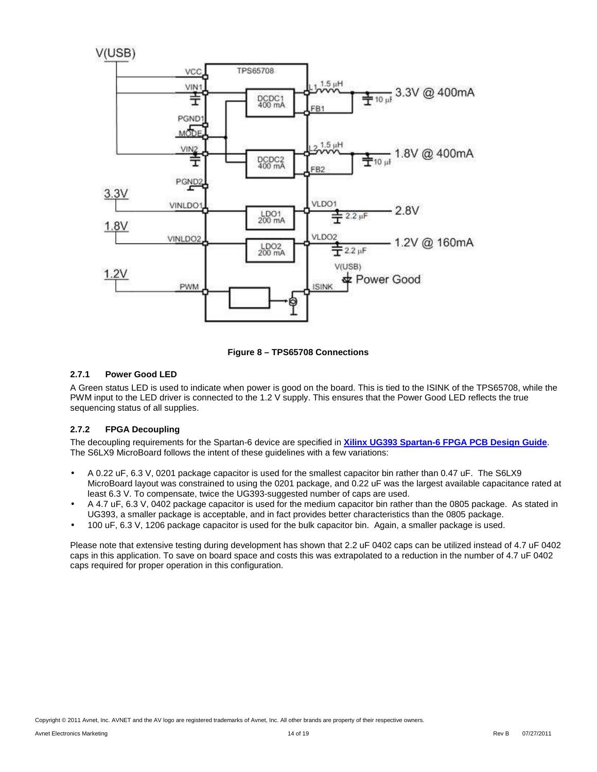**Figure 8 – TPS65708 Connections**

### 2.7.1 Power Good LED

A Green status LED is used to indicate when power is good on the board. This is tied to the ISINK of the TPS65708, while the PWM input to the LED driver is connected to the 1.2 V supply. This ensures that the Power Good LED reflects the true sequencing status of all supplies.

### 2.7.2 FPGA Decoupling

The decoupling requirements for the Spartan-6 device are specified in **Xilinx UG393 Spartan-6 FPGA PCB Design Guide**. The S6LX9 MicroBoard follows the intent of these guidelines with a few variations:

- A 0.22 uF, 6.3 V, 0201 package capacitor is used for the smallest capacitor bin rather than 0.47 uF. The S6LX9 MicroBoard layout was constrained to using the 0201 package, and 0.22 uF was the largest available capacitance rated at least 6.3 V. To compensate, twice the UG393-suggested number of caps are used.
- A 4.7 uF, 6.3 V, 0402 package capacitor is used for the medium capacitor bin rather than the 0805 package. As stated in UG393, a smaller package is acceptable, and in fact provides better characteristics than the 0805 package.
- 100 uF, 6.3 V, 1206 package capacitor is used for the bulk capacitor bin. Again, a smaller package is used.

Please note that extensive testing during development has shown that 2.2 uF 0402 caps can be utilized instead of 4.7 uF 0402 caps in this application. To save on board space and costs this was extrapolated to a reduction in the number of 4.7 uF 0402 caps required for proper operation in this configuration.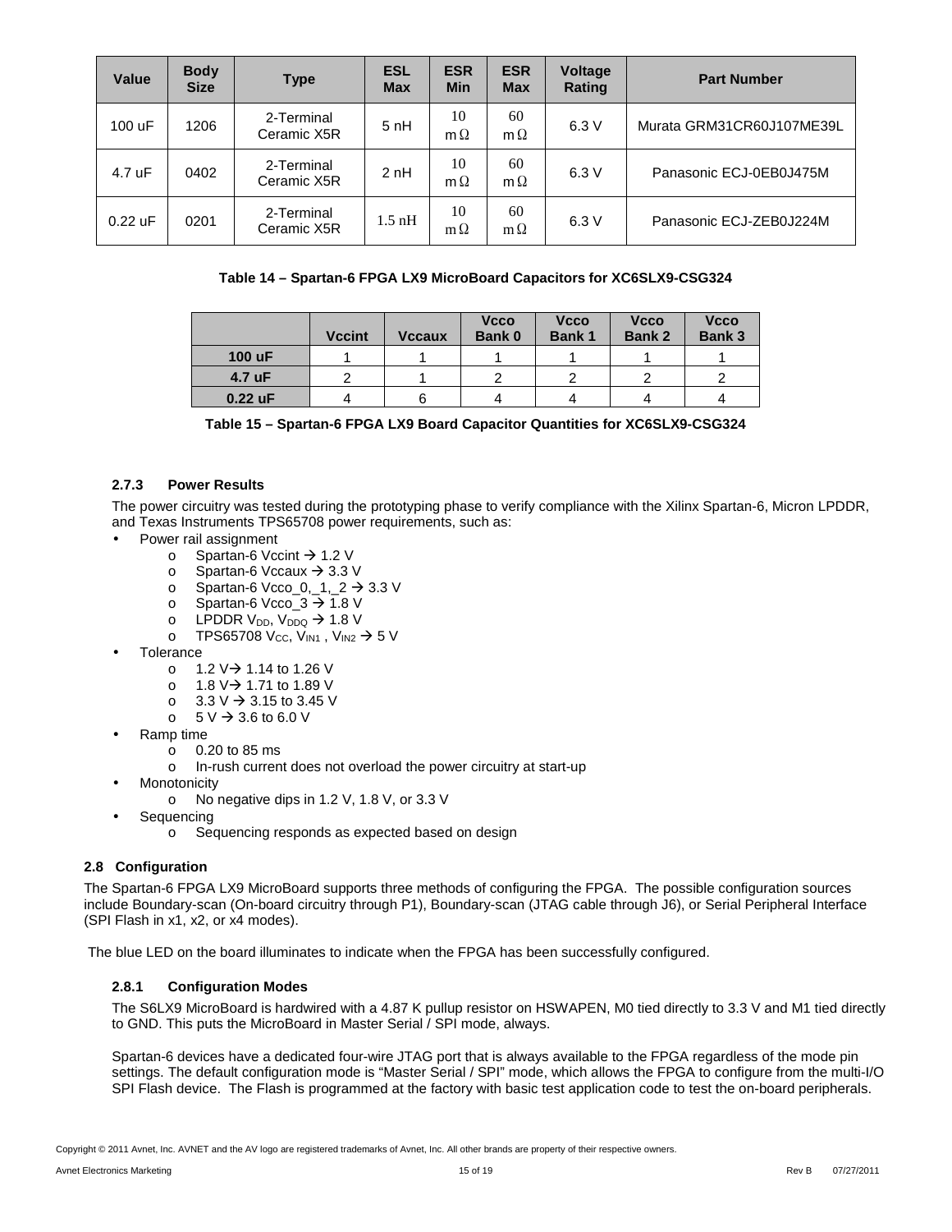| Value | Body Size | Type | ESL Max | ESR Min | ESR Max | Voltage Rating | Part Number |
|---|---|---|---|---|---|---|---|
| 100 uF | 1206 | 2-Terminal Ceramic X5R | 5 nH | 10 mΩ | 60 mΩ | 6.3 V | Murata GRM31CR60J107ME39L |
| 4.7 uF | 0402 | 2-Terminal Ceramic X5R | 2 nH | 10 mΩ | 60 mΩ | 6.3 V | Panasonic ECJ-0EB0J475M |
| 0.22 uF | 0201 | 2-Terminal Ceramic X5R | 1.5 nH | 10 mΩ | 60 mΩ | 6.3 V | Panasonic ECJ-ZEB0J224M |

**Table 14 – Spartan-6 FPGA LX9 MicroBoard Capacitors for XC6SLX9-CSG324**

| | Vccint | Vccaux | Vcco Bank 0 | Vcco Bank 1 | Vcco Bank 2 | Vcco Bank 3 |
|---|---|---|---|---|---|---|
| **100 uF** | 1 | 1 | 1 | 1 | 1 | 1 |
| **4.7 uF** | 2 | 1 | 2 | 2 | 2 | 2 |
| **0.22 uF** | 4 | 6 | 4 | 4 | 4 | 4 |

**Table 15 – Spartan-6 FPGA LX9 Board Capacitor Quantities for XC6SLX9-CSG324**

### 2.7.3 Power Results

The power circuitry was tested during the prototyping phase to verify compliance with the Xilinx Spartan-6, Micron LPDDR, and Texas Instruments TPS65708 power requirements, such as:

- Power rail assignment
  - Spartan-6 Vccint → 1.2 V
  - Spartan-6 Vccaux → 3.3 V
  - Spartan-6 Vcco_0,_1,_2 → 3.3 V
  - Spartan-6 Vcco_3 → 1.8 V
  - LPDDR $V_{DD}$, $V_{DDQ}$ → 1.8 V
  - TPS65708 $V_{CC}$, $V_{IN1}$ , $V_{IN2}$ → 5 V
- Tolerance
  - 1.2 V→ 1.14 to 1.26 V
  - 1.8 V→ 1.71 to 1.89 V
  - 3.3 V → 3.15 to 3.45 V
  - 5 V → 3.6 to 6.0 V
- Ramp time
  - 0.20 to 85 ms
  - In-rush current does not overload the power circuitry at start-up
- Monotonicity
  - No negative dips in 1.2 V, 1.8 V, or 3.3 V
- Sequencing
  - Sequencing responds as expected based on design

## 2.8 Configuration

The Spartan-6 FPGA LX9 MicroBoard supports three methods of configuring the FPGA. The possible configuration sources include Boundary-scan (On-board circuitry through P1), Boundary-scan (JTAG cable through J6), or Serial Peripheral Interface (SPI Flash in x1, x2, or x4 modes).

The blue LED on the board illuminates to indicate when the FPGA has been successfully configured.

### 2.8.1 Configuration Modes

The S6LX9 MicroBoard is hardwired with a 4.87 K pullup resistor on HSWAPEN, M0 tied directly to 3.3 V and M1 tied directly to GND. This puts the MicroBoard in Master Serial / SPI mode, always.

Spartan-6 devices have a dedicated four-wire JTAG port that is always available to the FPGA regardless of the mode pin settings. The default configuration mode is “Master Serial / SPI” mode, which allows the FPGA to configure from the multi-I/O SPI Flash device. The Flash is programmed at the factory with basic test application code to test the on-board peripherals.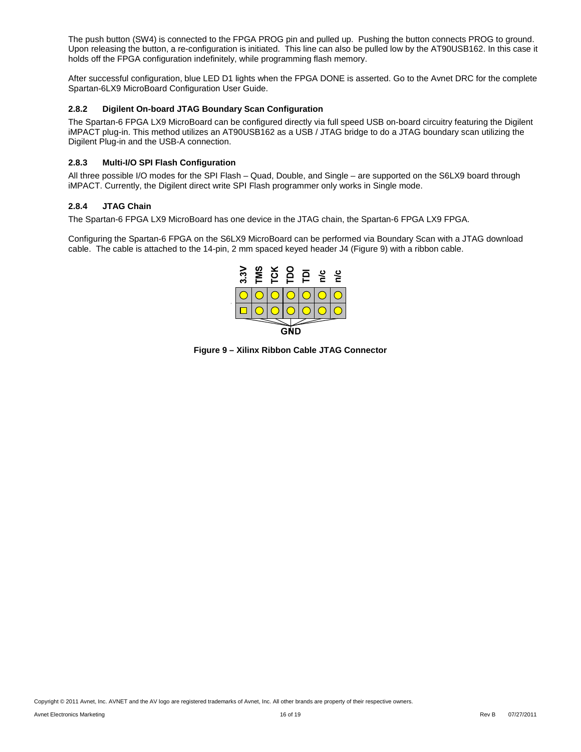The push button (SW4) is connected to the FPGA PROG pin and pulled up. Pushing the button connects PROG to ground. Upon releasing the button, a re-configuration is initiated. This line can also be pulled low by the AT90USB162. In this case it holds off the FPGA configuration indefinitely, while programming flash memory.

After successful configuration, blue LED D1 lights when the FPGA DONE is asserted. Go to the Avnet DRC for the complete Spartan-6LX9 MicroBoard Configuration User Guide.

### 2.8.2 Digilent On-board JTAG Boundary Scan Configuration

The Spartan-6 FPGA LX9 MicroBoard can be configured directly via full speed USB on-board circuitry featuring the Digilent iMPACT plug-in. This method utilizes an AT90USB162 as a USB / JTAG bridge to do a JTAG boundary scan utilizing the Digilent Plug-in and the USB-A connection.

### 2.8.3 Multi-I/O SPI Flash Configuration

All three possible I/O modes for the SPI Flash – Quad, Double, and Single – are supported on the S6LX9 board through iMPACT. Currently, the Digilent direct write SPI Flash programmer only works in Single mode.

### 2.8.4 JTAG Chain

The Spartan-6 FPGA LX9 MicroBoard has one device in the JTAG chain, the Spartan-6 FPGA LX9 FPGA.

Configuring the Spartan-6 FPGA on the S6LX9 MicroBoard can be performed via Boundary Scan with a JTAG download cable. The cable is attached to the 14-pin, 2 mm spaced keyed header J4 (Figure 9) with a ribbon cable.

| 3.3V | TMS | TCK | TDO | TDI | n/c | n/c |
|---|---|---|---|---|---|---|
| GND | GND | GND | GND | GND | GND | GND |

**Figure 9 – Xilinx Ribbon Cable JTAG Connector**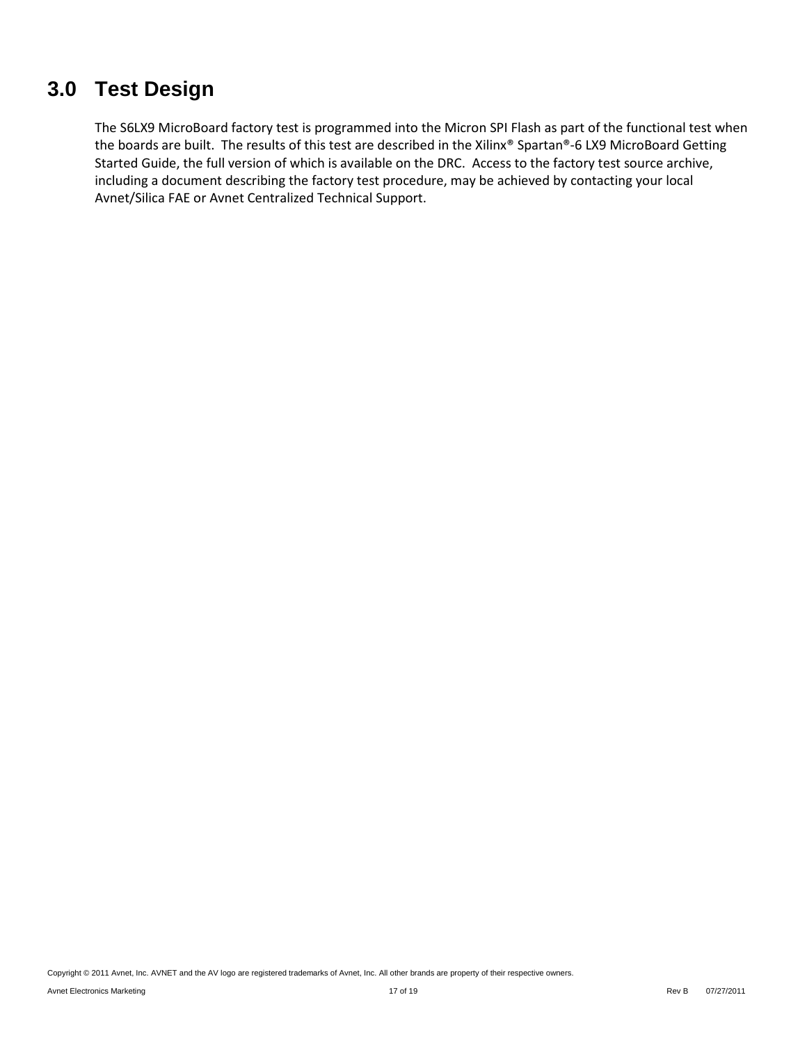# 3.0 Test Design

The S6LX9 MicroBoard factory test is programmed into the Micron SPI Flash as part of the functional test when the boards are built. The results of this test are described in the Xilinx® Spartan®-6 LX9 MicroBoard Getting Started Guide, the full version of which is available on the DRC. Access to the factory test source archive, including a document describing the factory test procedure, may be achieved by contacting your local Avnet/Silica FAE or Avnet Centralized Technical Support.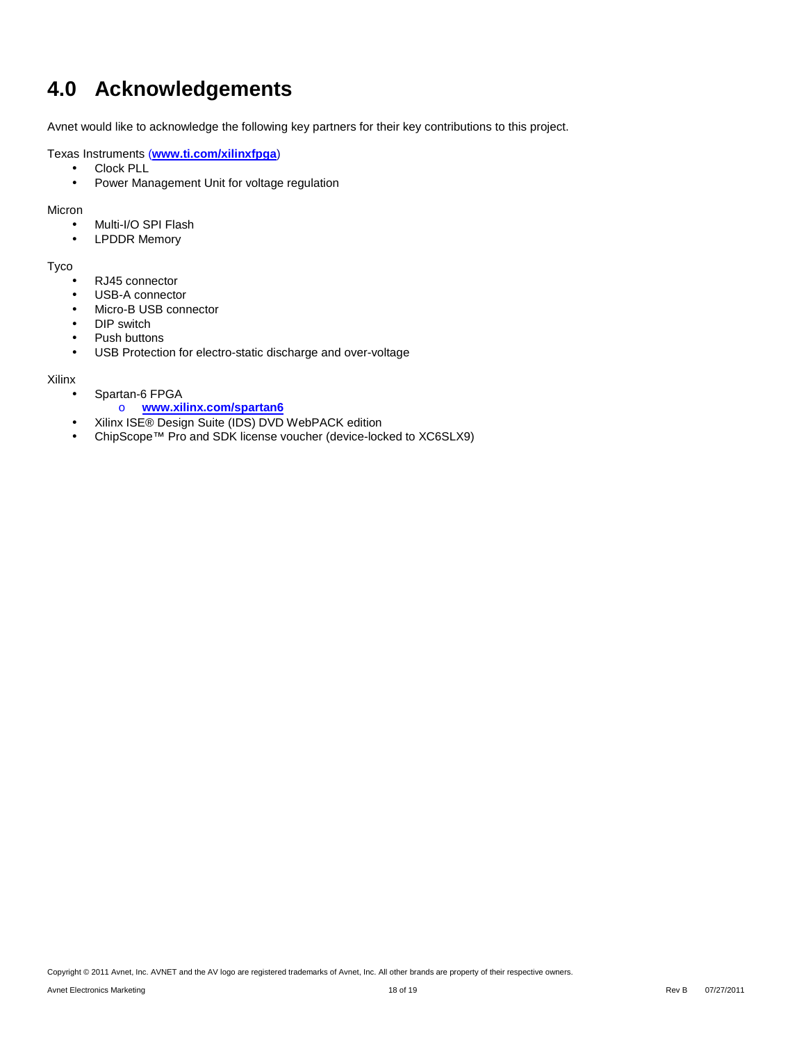# 4.0 Acknowledgements

Avnet would like to acknowledge the following key partners for their key contributions to this project.

Texas Instruments (**www.ti.com/xilinxfpga**)

- Clock PLL
- Power Management Unit for voltage regulation

Micron

- Multi-I/O SPI Flash
- LPDDR Memory

Tyco

- RJ45 connector
- USB-A connector
- Micro-B USB connector
- DIP switch
- Push buttons
- USB Protection for electro-static discharge and over-voltage

Xilinx

- Spartan-6 FPGA
  - **www.xilinx.com/spartan6**
- Xilinx ISE® Design Suite (IDS) DVD WebPACK edition
- ChipScope™ Pro and SDK license voucher (device-locked to XC6SLX9)

Copyright © 2011 Avnet, Inc. AVNET and the AV logo are registered trademarks of Avnet, Inc. All other brands are property of their respective owners.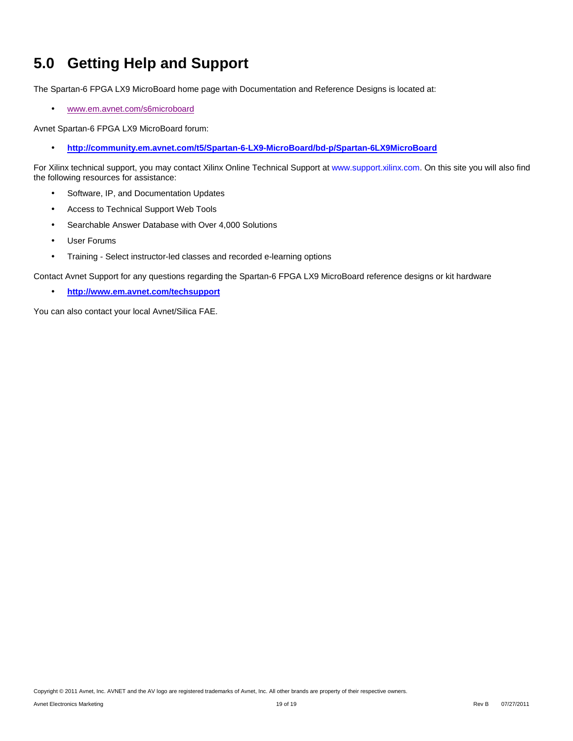# 5.0 Getting Help and Support

The Spartan-6 FPGA LX9 MicroBoard home page with Documentation and Reference Designs is located at:

- www.em.avnet.com/s6microboard

Avnet Spartan-6 FPGA LX9 MicroBoard forum:

- **http://community.em.avnet.com/t5/Spartan-6-LX9-MicroBoard/bd-p/Spartan-6LX9MicroBoard**

For Xilinx technical support, you may contact Xilinx Online Technical Support at www.support.xilinx.com. On this site you will also find the following resources for assistance:

- Software, IP, and Documentation Updates
- Access to Technical Support Web Tools
- Searchable Answer Database with Over 4,000 Solutions
- User Forums
- Training - Select instructor-led classes and recorded e-learning options

Contact Avnet Support for any questions regarding the Spartan-6 FPGA LX9 MicroBoard reference designs or kit hardware

- **http://www.em.avnet.com/techsupport**

You can also contact your local Avnet/Silica FAE.